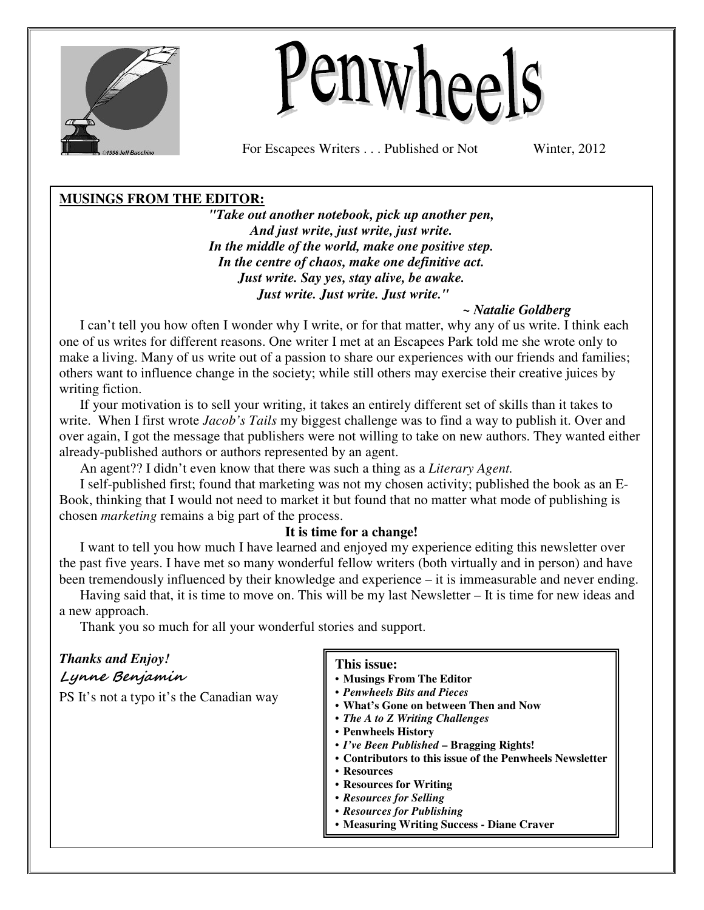# Penwheels

For Escapees Writers . . . Published or Not　　　　Winter, 2012

**MUSINGS FROM THE EDITOR:**

***"Take out another notebook, pick up another pen,***
***And just write, just write, just write.***
***In the middle of the world, make one positive step.***
***In the centre of chaos, make one definitive act.***
***Just write. Say yes, stay alive, be awake.***
***Just write. Just write. Just write."***

***~ Natalie Goldberg***

I can't tell you how often I wonder why I write, or for that matter, why any of us write. I think each one of us writes for different reasons. One writer I met at an Escapees Park told me she wrote only to make a living. Many of us write out of a passion to share our experiences with our friends and families; others want to influence change in the society; while still others may exercise their creative juices by writing fiction.

If your motivation is to sell your writing, it takes an entirely different set of skills than it takes to write. When I first wrote *Jacob's Tails* my biggest challenge was to find a way to publish it. Over and over again, I got the message that publishers were not willing to take on new authors. They wanted either already-published authors or authors represented by an agent.

An agent?? I didn't even know that there was such a thing as a *Literary Agent.*

I self-published first; found that marketing was not my chosen activity; published the book as an E-Book, thinking that I would not need to market it but found that no matter what mode of publishing is chosen *marketing* remains a big part of the process.

**It is time for a change!**

I want to tell you how much I have learned and enjoyed my experience editing this newsletter over the past five years. I have met so many wonderful fellow writers (both virtually and in person) and have been tremendously influenced by their knowledge and experience – it is immeasurable and never ending.

Having said that, it is time to move on. This will be my last Newsletter – It is time for new ideas and a new approach.

Thank you so much for all your wonderful stories and support.

***Thanks and Enjoy!***
*Lynne Benjamin*
PS It's not a typo it's the Canadian way

**This issue:**
- **Musings From The Editor**
- ***Penwheels Bits and Pieces***
- **What's Gone on between Then and Now**
- ***The A to Z Writing Challenges***
- **Penwheels History**
- ***I've Been Published* – Bragging Rights!**
- **Contributors to this issue of the Penwheels Newsletter**
- **Resources**
- **Resources for Writing**
- ***Resources for Selling***
- ***Resources for Publishing***
- **Measuring Writing Success - Diane Craver**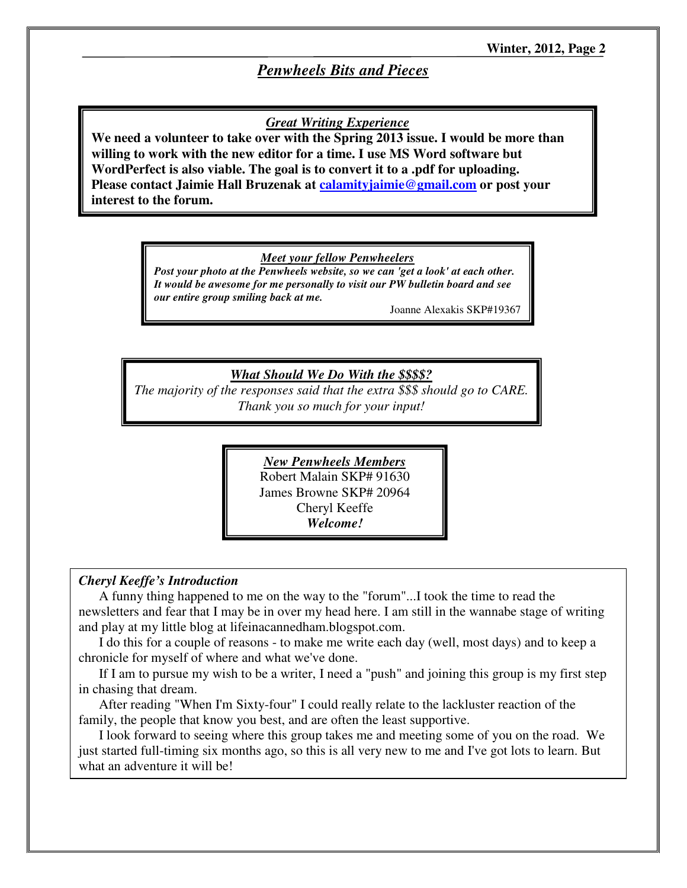## *Penwheels Bits and Pieces*

### *Great Writing Experience*

**We need a volunteer to take over with the Spring 2013 issue. I would be more than willing to work with the new editor for a time. I use MS Word software but WordPerfect is also viable. The goal is to convert it to a .pdf for uploading. Please contact Jaimie Hall Bruzenak at calamityjaimie@gmail.com or post your interest to the forum.**

### *Meet your fellow Penwheelers*

***Post your photo at the Penwheels website, so we can 'get a look' at each other. It would be awesome for me personally to visit our PW bulletin board and see our entire group smiling back at me.***

Joanne Alexakis SKP#19367

### *What Should We Do With the $$$$?*

*The majority of the responses said that the extra $$$ should go to CARE. Thank you so much for your input!*

### *New Penwheels Members*

Robert Malain SKP# 91630
James Browne SKP# 20964
Cheryl Keeffe
***Welcome!***

### *Cheryl Keeffe's Introduction*

A funny thing happened to me on the way to the "forum"...I took the time to read the newsletters and fear that I may be in over my head here. I am still in the wannabe stage of writing and play at my little blog at lifeinacannedham.blogspot.com.

I do this for a couple of reasons - to make me write each day (well, most days) and to keep a chronicle for myself of where and what we've done.

If I am to pursue my wish to be a writer, I need a "push" and joining this group is my first step in chasing that dream.

After reading "When I'm Sixty-four" I could really relate to the lackluster reaction of the family, the people that know you best, and are often the least supportive.

I look forward to seeing where this group takes me and meeting some of you on the road. We just started full-timing six months ago, so this is all very new to me and I've got lots to learn. But what an adventure it will be!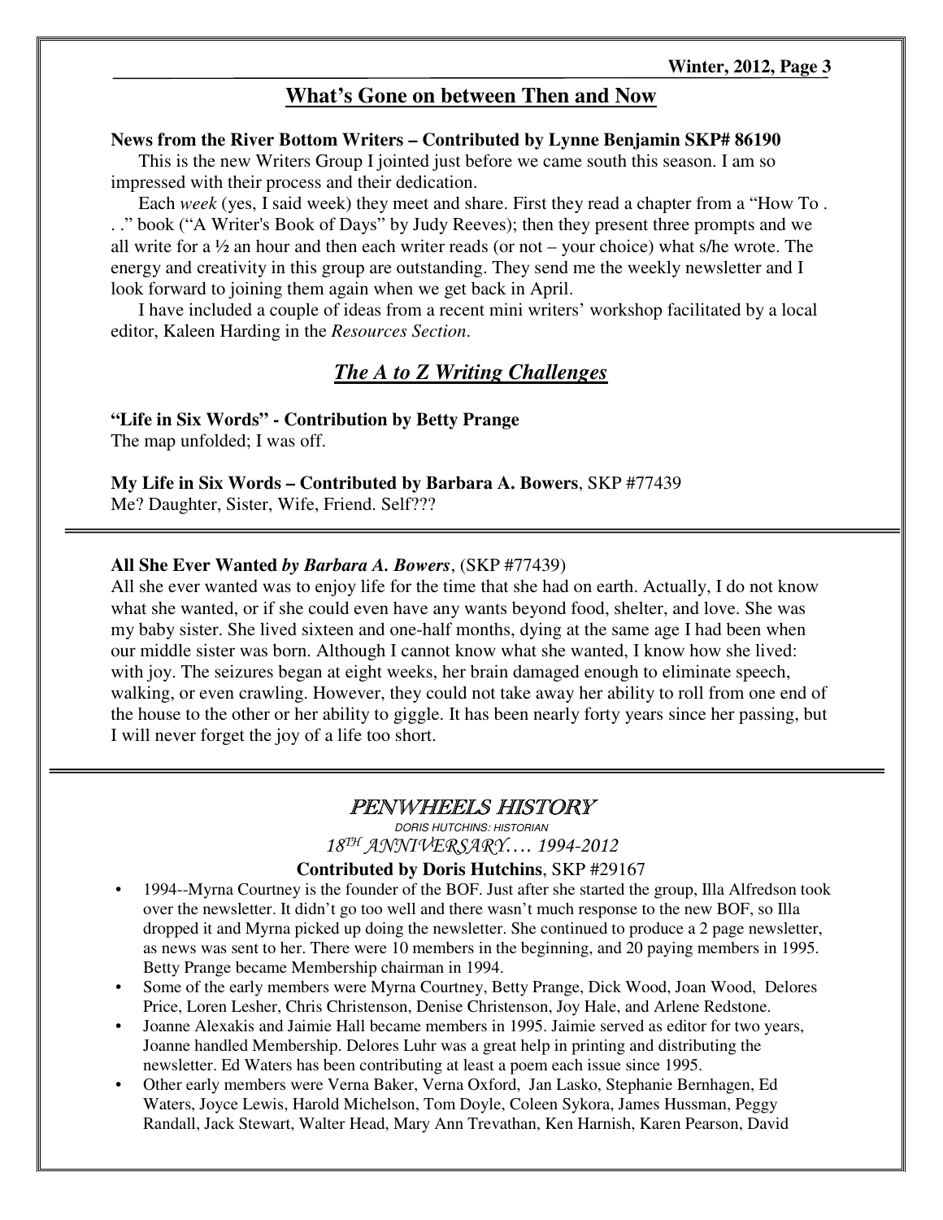## What's Gone on between Then and Now

**News from the River Bottom Writers – Contributed by Lynne Benjamin SKP# 86190**

This is the new Writers Group I jointed just before we came south this season. I am so impressed with their process and their dedication.

Each *week* (yes, I said week) they meet and share. First they read a chapter from a "How To . . ." book ("A Writer's Book of Days" by Judy Reeves); then they present three prompts and we all write for a ½ an hour and then each writer reads (or not – your choice) what s/he wrote. The energy and creativity in this group are outstanding. They send me the weekly newsletter and I look forward to joining them again when we get back in April.

I have included a couple of ideas from a recent mini writers' workshop facilitated by a local editor, Kaleen Harding in the *Resources Section*.

## *The A to Z Writing Challenges*

**"Life in Six Words" - Contribution by Betty Prange**
The map unfolded; I was off.

**My Life in Six Words – Contributed by Barbara A. Bowers**, SKP #77439
Me? Daughter, Sister, Wife, Friend. Self???

---

**All She Ever Wanted** ***by Barbara A. Bowers***, (SKP #77439)
All she ever wanted was to enjoy life for the time that she had on earth. Actually, I do not know what she wanted, or if she could even have any wants beyond food, shelter, and love. She was my baby sister. She lived sixteen and one-half months, dying at the same age I had been when our middle sister was born. Although I cannot know what she wanted, I know how she lived: with joy. The seizures began at eight weeks, her brain damaged enough to eliminate speech, walking, or even crawling. However, they could not take away her ability to roll from one end of the house to the other or her ability to giggle. It has been nearly forty years since her passing, but I will never forget the joy of a life too short.

---

## PENWHEELS HISTORY

DORIS HUTCHINS: HISTORIAN

*18TH ANNIVERSARY…. 1994-2012*

**Contributed by Doris Hutchins**, SKP #29167

- 1994--Myrna Courtney is the founder of the BOF. Just after she started the group, Illa Alfredson took over the newsletter. It didn't go too well and there wasn't much response to the new BOF, so Illa dropped it and Myrna picked up doing the newsletter. She continued to produce a 2 page newsletter, as news was sent to her. There were 10 members in the beginning, and 20 paying members in 1995. Betty Prange became Membership chairman in 1994.
- Some of the early members were Myrna Courtney, Betty Prange, Dick Wood, Joan Wood, Delores Price, Loren Lesher, Chris Christenson, Denise Christenson, Joy Hale, and Arlene Redstone.
- Joanne Alexakis and Jaimie Hall became members in 1995. Jaimie served as editor for two years, Joanne handled Membership. Delores Luhr was a great help in printing and distributing the newsletter. Ed Waters has been contributing at least a poem each issue since 1995.
- Other early members were Verna Baker, Verna Oxford, Jan Lasko, Stephanie Bernhagen, Ed Waters, Joyce Lewis, Harold Michelson, Tom Doyle, Coleen Sykora, James Hussman, Peggy Randall, Jack Stewart, Walter Head, Mary Ann Trevathan, Ken Harnish, Karen Pearson, David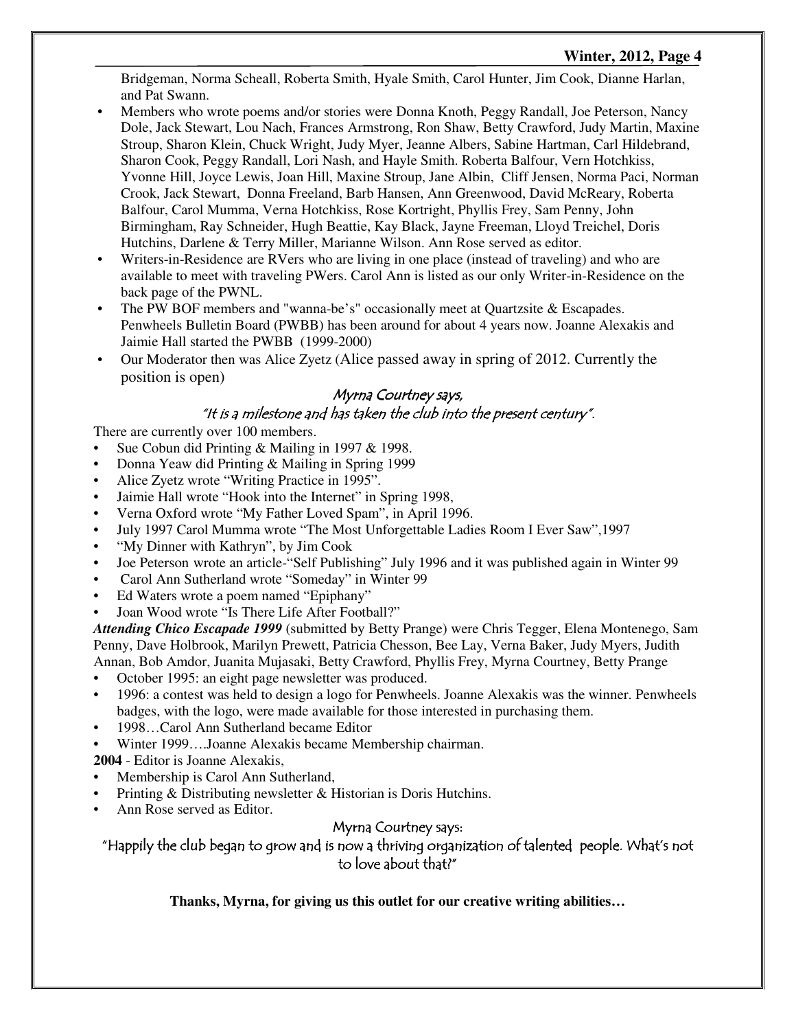Bridgeman, Norma Scheall, Roberta Smith, Hyale Smith, Carol Hunter, Jim Cook, Dianne Harlan, and Pat Swann.

- Members who wrote poems and/or stories were Donna Knoth, Peggy Randall, Joe Peterson, Nancy Dole, Jack Stewart, Lou Nach, Frances Armstrong, Ron Shaw, Betty Crawford, Judy Martin, Maxine Stroup, Sharon Klein, Chuck Wright, Judy Myer, Jeanne Albers, Sabine Hartman, Carl Hildebrand, Sharon Cook, Peggy Randall, Lori Nash, and Hayle Smith. Roberta Balfour, Vern Hotchkiss, Yvonne Hill, Joyce Lewis, Joan Hill, Maxine Stroup, Jane Albin, Cliff Jensen, Norma Paci, Norman Crook, Jack Stewart, Donna Freeland, Barb Hansen, Ann Greenwood, David McReary, Roberta Balfour, Carol Mumma, Verna Hotchkiss, Rose Kortright, Phyllis Frey, Sam Penny, John Birmingham, Ray Schneider, Hugh Beattie, Kay Black, Jayne Freeman, Lloyd Treichel, Doris Hutchins, Darlene & Terry Miller, Marianne Wilson. Ann Rose served as editor.
- Writers-in-Residence are RVers who are living in one place (instead of traveling) and who are available to meet with traveling PWers. Carol Ann is listed as our only Writer-in-Residence on the back page of the PWNL.
- The PW BOF members and "wanna-be's" occasionally meet at Quartzsite & Escapades. Penwheels Bulletin Board (PWBB) has been around for about 4 years now. Joanne Alexakis and Jaimie Hall started the PWBB (1999-2000)
- Our Moderator then was Alice Zyetz (Alice passed away in spring of 2012. Currently the position is open)

*Myrna Courtney says,*
*"It is a milestone and has taken the club into the present century".*

There are currently over 100 members.

- Sue Cobun did Printing & Mailing in 1997 & 1998.
- Donna Yeaw did Printing & Mailing in Spring 1999
- Alice Zyetz wrote "Writing Practice in 1995".
- Jaimie Hall wrote "Hook into the Internet" in Spring 1998,
- Verna Oxford wrote "My Father Loved Spam", in April 1996.
- July 1997 Carol Mumma wrote "The Most Unforgettable Ladies Room I Ever Saw",1997
- "My Dinner with Kathryn", by Jim Cook
- Joe Peterson wrote an article-"Self Publishing" July 1996 and it was published again in Winter 99
- Carol Ann Sutherland wrote "Someday" in Winter 99
- Ed Waters wrote a poem named "Epiphany"
- Joan Wood wrote "Is There Life After Football?"

***Attending Chico Escapade 1999*** (submitted by Betty Prange) were Chris Tegger, Elena Montenego, Sam Penny, Dave Holbrook, Marilyn Prewett, Patricia Chesson, Bee Lay, Verna Baker, Judy Myers, Judith Annan, Bob Amdor, Juanita Mujasaki, Betty Crawford, Phyllis Frey, Myrna Courtney, Betty Prange

- October 1995: an eight page newsletter was produced.
- 1996: a contest was held to design a logo for Penwheels. Joanne Alexakis was the winner. Penwheels badges, with the logo, were made available for those interested in purchasing them.
- 1998…Carol Ann Sutherland became Editor
- Winter 1999….Joanne Alexakis became Membership chairman.

**2004** - Editor is Joanne Alexakis,

- Membership is Carol Ann Sutherland,
- Printing & Distributing newsletter & Historian is Doris Hutchins.
- Ann Rose served as Editor.

Myrna Courtney says:
"Happily the club began to grow and is now a thriving organization of talented people. What's not to love about that?"

**Thanks, Myrna, for giving us this outlet for our creative writing abilities…**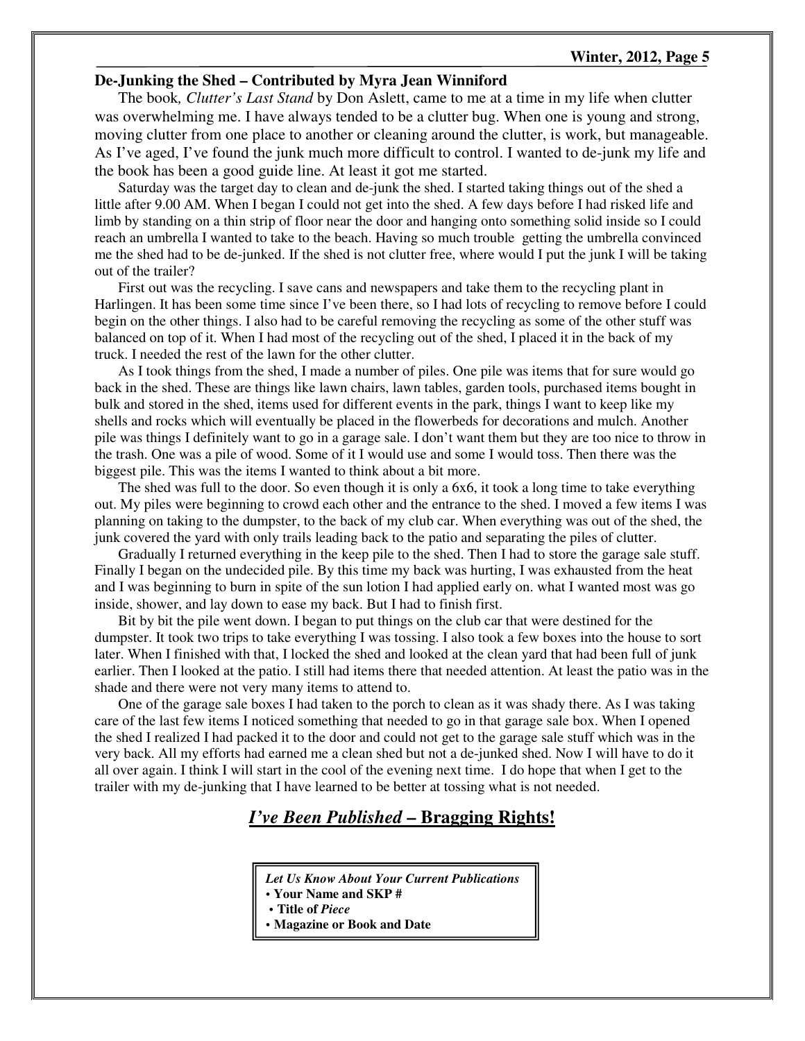## De-Junking the Shed – Contributed by Myra Jean Winniford

The book*, Clutter's Last Stand* by Don Aslett, came to me at a time in my life when clutter was overwhelming me. I have always tended to be a clutter bug. When one is young and strong, moving clutter from one place to another or cleaning around the clutter, is work, but manageable. As I've aged, I've found the junk much more difficult to control. I wanted to de-junk my life and the book has been a good guide line. At least it got me started.

Saturday was the target day to clean and de-junk the shed. I started taking things out of the shed a little after 9.00 AM. When I began I could not get into the shed. A few days before I had risked life and limb by standing on a thin strip of floor near the door and hanging onto something solid inside so I could reach an umbrella I wanted to take to the beach. Having so much trouble getting the umbrella convinced me the shed had to be de-junked. If the shed is not clutter free, where would I put the junk I will be taking out of the trailer?

First out was the recycling. I save cans and newspapers and take them to the recycling plant in Harlingen. It has been some time since I've been there, so I had lots of recycling to remove before I could begin on the other things. I also had to be careful removing the recycling as some of the other stuff was balanced on top of it. When I had most of the recycling out of the shed, I placed it in the back of my truck. I needed the rest of the lawn for the other clutter.

As I took things from the shed, I made a number of piles. One pile was items that for sure would go back in the shed. These are things like lawn chairs, lawn tables, garden tools, purchased items bought in bulk and stored in the shed, items used for different events in the park, things I want to keep like my shells and rocks which will eventually be placed in the flowerbeds for decorations and mulch. Another pile was things I definitely want to go in a garage sale. I don't want them but they are too nice to throw in the trash. One was a pile of wood. Some of it I would use and some I would toss. Then there was the biggest pile. This was the items I wanted to think about a bit more.

The shed was full to the door. So even though it is only a 6x6, it took a long time to take everything out. My piles were beginning to crowd each other and the entrance to the shed. I moved a few items I was planning on taking to the dumpster, to the back of my club car. When everything was out of the shed, the junk covered the yard with only trails leading back to the patio and separating the piles of clutter.

Gradually I returned everything in the keep pile to the shed. Then I had to store the garage sale stuff. Finally I began on the undecided pile. By this time my back was hurting, I was exhausted from the heat and I was beginning to burn in spite of the sun lotion I had applied early on. what I wanted most was go inside, shower, and lay down to ease my back. But I had to finish first.

Bit by bit the pile went down. I began to put things on the club car that were destined for the dumpster. It took two trips to take everything I was tossing. I also took a few boxes into the house to sort later. When I finished with that, I locked the shed and looked at the clean yard that had been full of junk earlier. Then I looked at the patio. I still had items there that needed attention. At least the patio was in the shade and there were not very many items to attend to.

One of the garage sale boxes I had taken to the porch to clean as it was shady there. As I was taking care of the last few items I noticed something that needed to go in that garage sale box. When I opened the shed I realized I had packed it to the door and could not get to the garage sale stuff which was in the very back. All my efforts had earned me a clean shed but not a de-junked shed. Now I will have to do it all over again. I think I will start in the cool of the evening next time. I do hope that when I get to the trailer with my de-junking that I have learned to be better at tossing what is not needed.

## *I've Been Published* – Bragging Rights!

***Let Us Know About Your Current Publications***

- **Your Name and SKP #**
- **Title of *Piece***
- **Magazine or Book and Date**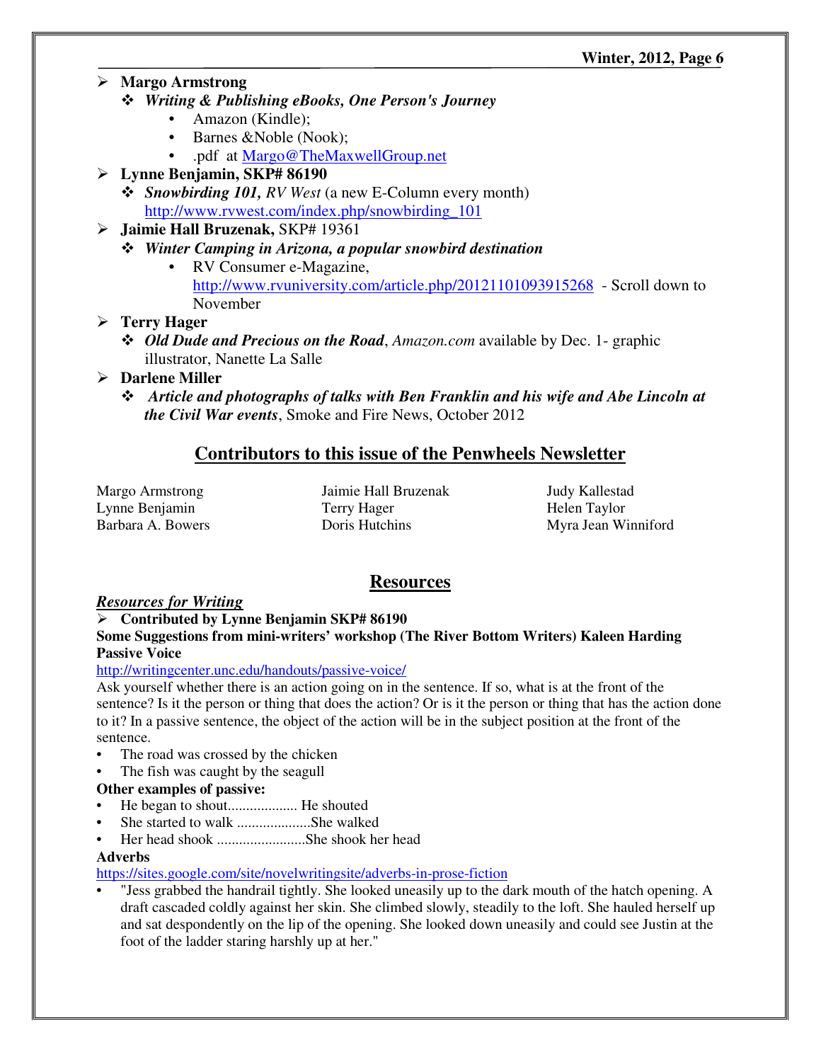- **Margo Armstrong**
  - ***Writing & Publishing eBooks, One Person's Journey***
    - Amazon (Kindle);
    - Barnes &Noble (Nook);
    - .pdf at Margo@TheMaxwellGroup.net
- **Lynne Benjamin, SKP# 86190**
  - ***Snowbirding 101,*** *RV West* (a new E-Column every month) http://www.rvwest.com/index.php/snowbirding_101
- **Jaimie Hall Bruzenak,** SKP# 19361
  - ***Winter Camping in Arizona, a popular snowbird destination***
    - RV Consumer e-Magazine, http://www.rvuniversity.com/article.php/20121101093915268 - Scroll down to November
- **Terry Hager**
  - ***Old Dude and Precious on the Road***, *Amazon.com* available by Dec. 1- graphic illustrator, Nanette La Salle
- **Darlene Miller**
  - ***Article and photographs of talks with Ben Franklin and his wife and Abe Lincoln at the Civil War events***, Smoke and Fire News, October 2012

## Contributors to this issue of the Penwheels Newsletter

Margo Armstrong
Lynne Benjamin
Barbara A. Bowers
Jaimie Hall Bruzenak
Terry Hager
Doris Hutchins
Judy Kallestad
Helen Taylor
Myra Jean Winniford

## Resources

### *Resources for Writing*

- **Contributed by Lynne Benjamin SKP# 86190**

**Some Suggestions from mini-writers' workshop (The River Bottom Writers) Kaleen Harding**

**Passive Voice**

http://writingcenter.unc.edu/handouts/passive-voice/

Ask yourself whether there is an action going on in the sentence. If so, what is at the front of the sentence? Is it the person or thing that does the action? Or is it the person or thing that has the action done to it? In a passive sentence, the object of the action will be in the subject position at the front of the sentence.

- The road was crossed by the chicken
- The fish was caught by the seagull

**Other examples of passive:**

- He began to shout.................. He shouted
- She started to walk ....................She walked
- Her head shook ........................She shook her head

**Adverbs**

https://sites.google.com/site/novelwritingsite/adverbs-in-prose-fiction

- "Jess grabbed the handrail tightly. She looked uneasily up to the dark mouth of the hatch opening. A draft cascaded coldly against her skin. She climbed slowly, steadily to the loft. She hauled herself up and sat despondently on the lip of the opening. She looked down uneasily and could see Justin at the foot of the ladder staring harshly up at her."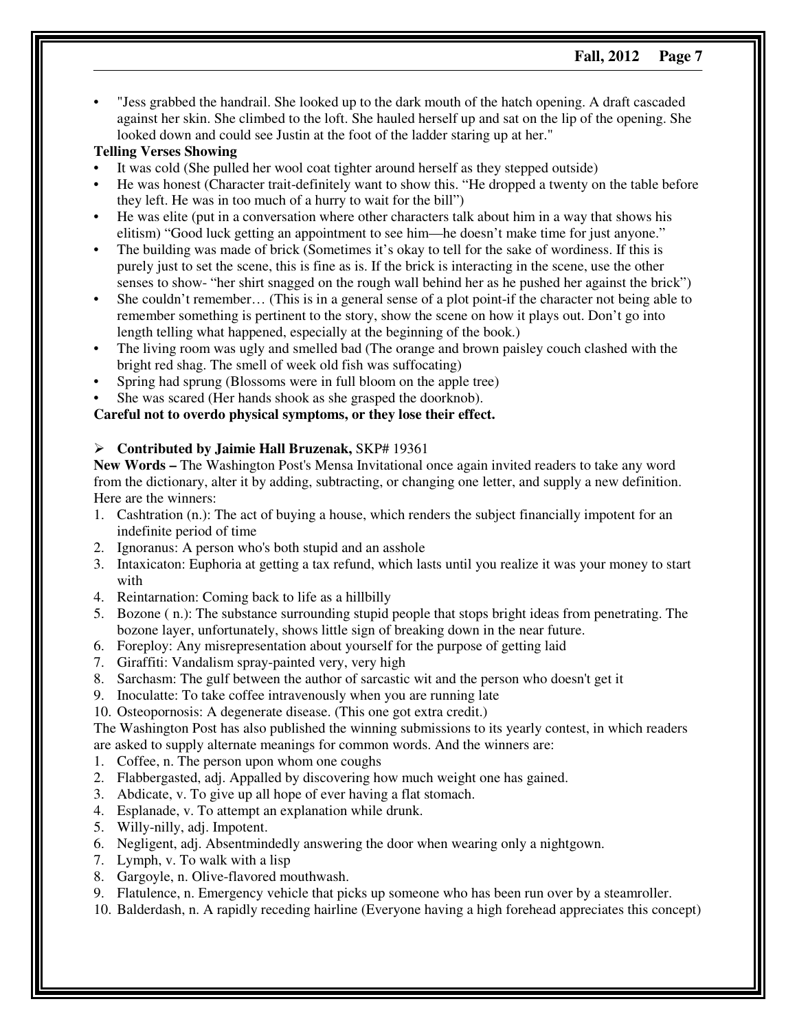- "Jess grabbed the handrail. She looked up to the dark mouth of the hatch opening. A draft cascaded against her skin. She climbed to the loft. She hauled herself up and sat on the lip of the opening. She looked down and could see Justin at the foot of the ladder staring up at her."

**Telling Verses Showing**

- It was cold (She pulled her wool coat tighter around herself as they stepped outside)
- He was honest (Character trait-definitely want to show this. "He dropped a twenty on the table before they left. He was in too much of a hurry to wait for the bill")
- He was elite (put in a conversation where other characters talk about him in a way that shows his elitism) "Good luck getting an appointment to see him—he doesn't make time for just anyone."
- The building was made of brick (Sometimes it's okay to tell for the sake of wordiness. If this is purely just to set the scene, this is fine as is. If the brick is interacting in the scene, use the other senses to show- "her shirt snagged on the rough wall behind her as he pushed her against the brick")
- She couldn't remember… (This is in a general sense of a plot point-if the character not being able to remember something is pertinent to the story, show the scene on how it plays out. Don't go into length telling what happened, especially at the beginning of the book.)
- The living room was ugly and smelled bad (The orange and brown paisley couch clashed with the bright red shag. The smell of week old fish was suffocating)
- Spring had sprung (Blossoms were in full bloom on the apple tree)
- She was scared (Her hands shook as she grasped the doorknob).

**Careful not to overdo physical symptoms, or they lose their effect.**

- **Contributed by Jaimie Hall Bruzenak,** SKP# 19361

**New Words –** The Washington Post's Mensa Invitational once again invited readers to take any word from the dictionary, alter it by adding, subtracting, or changing one letter, and supply a new definition. Here are the winners:

1. Cashtration (n.): The act of buying a house, which renders the subject financially impotent for an indefinite period of time
2. Ignoranus: A person who's both stupid and an asshole
3. Intaxicaton: Euphoria at getting a tax refund, which lasts until you realize it was your money to start with
4. Reintarnation: Coming back to life as a hillbilly
5. Bozone ( n.): The substance surrounding stupid people that stops bright ideas from penetrating. The bozone layer, unfortunately, shows little sign of breaking down in the near future.
6. Foreploy: Any misrepresentation about yourself for the purpose of getting laid
7. Giraffiti: Vandalism spray-painted very, very high
8. Sarchasm: The gulf between the author of sarcastic wit and the person who doesn't get it
9. Inoculatte: To take coffee intravenously when you are running late
10. Osteopornosis: A degenerate disease. (This one got extra credit.)

The Washington Post has also published the winning submissions to its yearly contest, in which readers are asked to supply alternate meanings for common words. And the winners are:

1. Coffee, n. The person upon whom one coughs
2. Flabbergasted, adj. Appalled by discovering how much weight one has gained.
3. Abdicate, v. To give up all hope of ever having a flat stomach.
4. Esplanade, v. To attempt an explanation while drunk.
5. Willy-nilly, adj. Impotent.
6. Negligent, adj. Absentmindedly answering the door when wearing only a nightgown.
7. Lymph, v. To walk with a lisp
8. Gargoyle, n. Olive-flavored mouthwash.
9. Flatulence, n. Emergency vehicle that picks up someone who has been run over by a steamroller.
10. Balderdash, n. A rapidly receding hairline (Everyone having a high forehead appreciates this concept)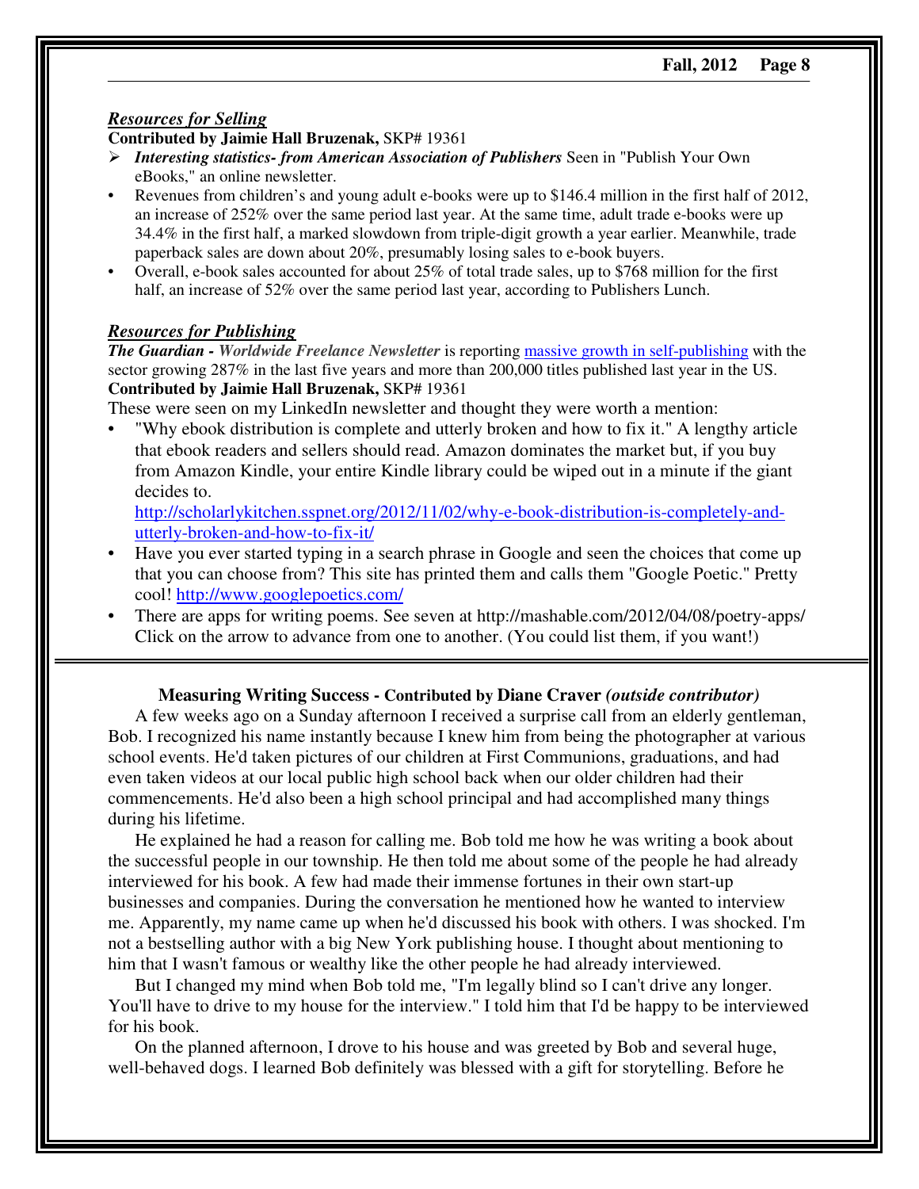### ***Resources for Selling***

**Contributed by Jaimie Hall Bruzenak,** SKP# 19361

- ***Interesting statistics- from American Association of Publishers*** Seen in "Publish Your Own eBooks," an online newsletter.
- Revenues from children's and young adult e-books were up to $146.4 million in the first half of 2012, an increase of 252% over the same period last year. At the same time, adult trade e-books were up 34.4% in the first half, a marked slowdown from triple-digit growth a year earlier. Meanwhile, trade paperback sales are down about 20%, presumably losing sales to e-book buyers.
- Overall, e-book sales accounted for about 25% of total trade sales, up to $768 million for the first half, an increase of 52% over the same period last year, according to Publishers Lunch.

### ***Resources for Publishing***

***The Guardian - Worldwide Freelance Newsletter*** is reporting massive growth in self-publishing with the sector growing 287% in the last five years and more than 200,000 titles published last year in the US.

**Contributed by Jaimie Hall Bruzenak,** SKP# 19361

These were seen on my LinkedIn newsletter and thought they were worth a mention:

- "Why ebook distribution is complete and utterly broken and how to fix it." A lengthy article that ebook readers and sellers should read. Amazon dominates the market but, if you buy from Amazon Kindle, your entire Kindle library could be wiped out in a minute if the giant decides to.
  http://scholarlykitchen.sspnet.org/2012/11/02/why-e-book-distribution-is-completely-and-utterly-broken-and-how-to-fix-it/
- Have you ever started typing in a search phrase in Google and seen the choices that come up that you can choose from? This site has printed them and calls them "Google Poetic." Pretty cool! http://www.googlepoetics.com/
- There are apps for writing poems. See seven at http://mashable.com/2012/04/08/poetry-apps/ Click on the arrow to advance from one to another. (You could list them, if you want!)

---

### **Measuring Writing Success - Contributed by Diane Craver** ***(outside contributor)***

A few weeks ago on a Sunday afternoon I received a surprise call from an elderly gentleman, Bob. I recognized his name instantly because I knew him from being the photographer at various school events. He'd taken pictures of our children at First Communions, graduations, and had even taken videos at our local public high school back when our older children had their commencements. He'd also been a high school principal and had accomplished many things during his lifetime.

He explained he had a reason for calling me. Bob told me how he was writing a book about the successful people in our township. He then told me about some of the people he had already interviewed for his book. A few had made their immense fortunes in their own start-up businesses and companies. During the conversation he mentioned how he wanted to interview me. Apparently, my name came up when he'd discussed his book with others. I was shocked. I'm not a bestselling author with a big New York publishing house. I thought about mentioning to him that I wasn't famous or wealthy like the other people he had already interviewed.

But I changed my mind when Bob told me, "I'm legally blind so I can't drive any longer. You'll have to drive to my house for the interview." I told him that I'd be happy to be interviewed for his book.

On the planned afternoon, I drove to his house and was greeted by Bob and several huge, well-behaved dogs. I learned Bob definitely was blessed with a gift for storytelling. Before he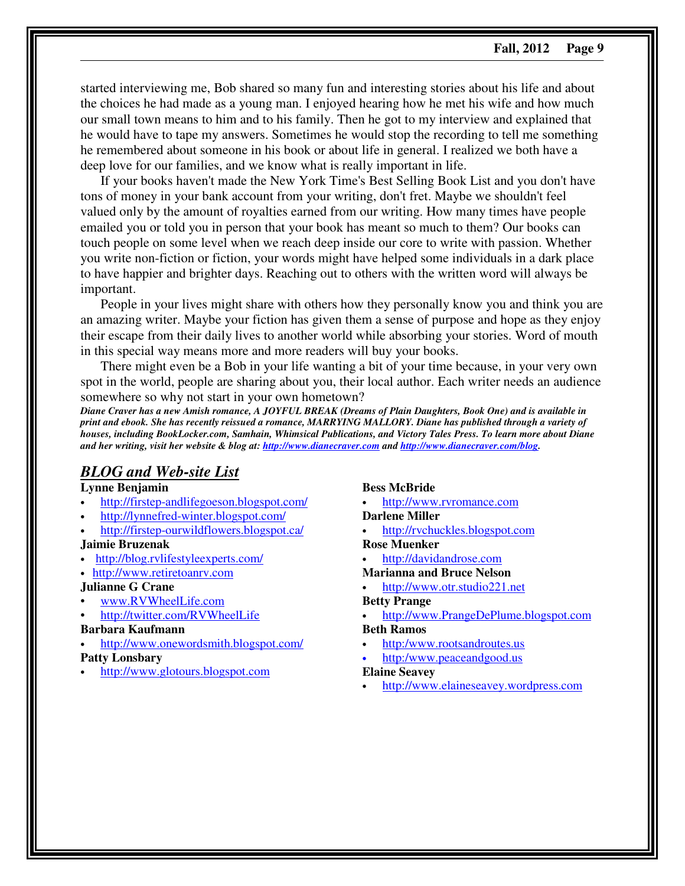started interviewing me, Bob shared so many fun and interesting stories about his life and about the choices he had made as a young man. I enjoyed hearing how he met his wife and how much our small town means to him and to his family. Then he got to my interview and explained that he would have to tape my answers. Sometimes he would stop the recording to tell me something he remembered about someone in his book or about life in general. I realized we both have a deep love for our families, and we know what is really important in life.

If your books haven't made the New York Time's Best Selling Book List and you don't have tons of money in your bank account from your writing, don't fret. Maybe we shouldn't feel valued only by the amount of royalties earned from our writing. How many times have people emailed you or told you in person that your book has meant so much to them? Our books can touch people on some level when we reach deep inside our core to write with passion. Whether you write non-fiction or fiction, your words might have helped some individuals in a dark place to have happier and brighter days. Reaching out to others with the written word will always be important.

People in your lives might share with others how they personally know you and think you are an amazing writer. Maybe your fiction has given them a sense of purpose and hope as they enjoy their escape from their daily lives to another world while absorbing your stories. Word of mouth in this special way means more and more readers will buy your books.

There might even be a Bob in your life wanting a bit of your time because, in your very own spot in the world, people are sharing about you, their local author. Each writer needs an audience somewhere so why not start in your own hometown?

***Diane Craver has a new Amish romance, A JOYFUL BREAK (Dreams of Plain Daughters, Book One) and is available in print and ebook. She has recently reissued a romance, MARRYING MALLORY. Diane has published through a variety of houses, including BookLocker.com, Samhain, Whimsical Publications, and Victory Tales Press. To learn more about Diane and her writing, visit her website & blog at: http://www.dianecraver.com and http://www.dianecraver.com/blog.***

## *BLOG and Web-site List*

**Lynne Benjamin**
- http://firstep-andlifegoeson.blogspot.com/
- http://lynnefred-winter.blogspot.com/
- http://firstep-ourwildflowers.blogspot.ca/

**Jaimie Bruzenak**
- http://blog.rvlifestyleexperts.com/
- http://www.retiretoanrv.com

**Julianne G Crane**
- www.RVWheelLife.com
- http://twitter.com/RVWheelLife

**Barbara Kaufmann**
- http://www.onewordsmith.blogspot.com/

**Patty Lonsbary**
- http://www.glotours.blogspot.com

**Bess McBride**
- http://www.rvromance.com

**Darlene Miller**
- http://rvchuckles.blogspot.com

**Rose Muenker**
- http://davidandrose.com

**Marianna and Bruce Nelson**
- http://www.otr.studio221.net

**Betty Prange**
- http://www.PrangeDePlume.blogspot.com

**Beth Ramos**
- http:/www.rootsandroutes.us
- http:/www.peaceandgood.us

**Elaine Seavey**
- http://www.elaineseavey.wordpress.com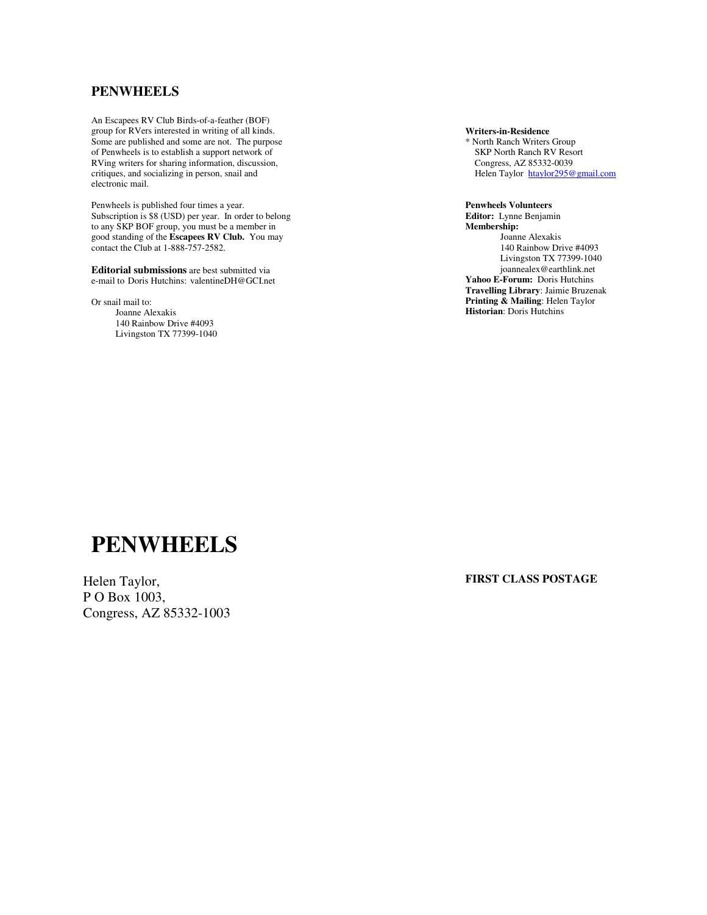## PENWHEELS

An Escapees RV Club Birds-of-a-feather (BOF) group for RVers interested in writing of all kinds. Some are published and some are not. The purpose of Penwheels is to establish a support network of RVing writers for sharing information, discussion, critiques, and socializing in person, snail and electronic mail.

Penwheels is published four times a year. Subscription is $8 (USD) per year. In order to belong to any SKP BOF group, you must be a member in good standing of the **Escapees RV Club.** You may contact the Club at 1-888-757-2582.

**Editorial submissions** are best submitted via e-mail to Doris Hutchins: valentineDH@GCI.net

Or snail mail to:
Joanne Alexakis
140 Rainbow Drive #4093
Livingston TX 77399-1040

**Writers-in-Residence**
* North Ranch Writers Group
SKP North Ranch RV Resort
Congress, AZ 85332-0039
Helen Taylor htaylor295@gmail.com

**Penwheels Volunteers**
**Editor:** Lynne Benjamin
**Membership:**
Joanne Alexakis
140 Rainbow Drive #4093
Livingston TX 77399-1040
joannealex@earthlink.net
**Yahoo E-Forum:** Doris Hutchins
**Travelling Library**: Jaimie Bruzenak
**Printing & Mailing**: Helen Taylor
**Historian**: Doris Hutchins

# PENWHEELS

Helen Taylor,
P O Box 1003,
Congress, AZ 85332-1003

**FIRST CLASS POSTAGE**